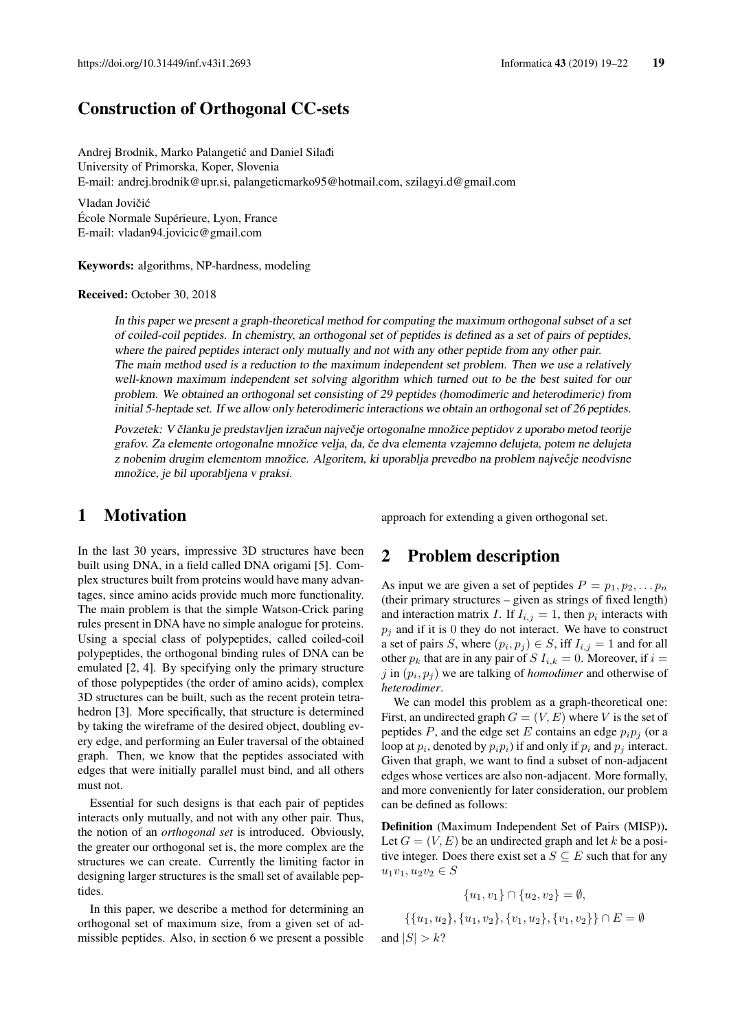# Construction of Orthogonal CC-sets

Andrej Brodnik, Marko Palangetić and Daniel Silađi
University of Primorska, Koper, Slovenia
E-mail: andrej.brodnik@upr.si, palangeticmarko95@hotmail.com, szilagyi.d@gmail.com

Vladan Jovičić
École Normale Supérieure, Lyon, France
E-mail: vladan94.jovicic@gmail.com

**Keywords:** algorithms, NP-hardness, modeling

**Received:** October 30, 2018

*In this paper we present a graph-theoretical method for computing the maximum orthogonal subset of a set of coiled-coil peptides. In chemistry, an orthogonal set of peptides is defined as a set of pairs of peptides, where the paired peptides interact only mutually and not with any other peptide from any other pair. The main method used is a reduction to the maximum independent set problem. Then we use a relatively well-known maximum independent set solving algorithm which turned out to be the best suited for our problem. We obtained an orthogonal set consisting of 29 peptides (homodimeric and heterodimeric) from initial 5-heptade set. If we allow only heterodimeric interactions we obtain an orthogonal set of 26 peptides.*

*Povzetek: V članku je predstavljen izračun največje ortogonalne množice peptidov z uporabo metod teorije grafov. Za elemente ortogonalne množice velja, da, če dva elementa vzajemno delujeta, potem ne delujeta z nobenim drugim elementom množice. Algoritem, ki uporablja prevedbo na problem največje neodvisne množice, je bil uporabljena v praksi.*

## 1 Motivation

In the last 30 years, impressive 3D structures have been built using DNA, in a field called DNA origami [5]. Complex structures built from proteins would have many advantages, since amino acids provide much more functionality. The main problem is that the simple Watson-Crick paring rules present in DNA have no simple analogue for proteins. Using a special class of polypeptides, called coiled-coil polypeptides, the orthogonal binding rules of DNA can be emulated [2, 4]. By specifying only the primary structure of those polypeptides (the order of amino acids), complex 3D structures can be built, such as the recent protein tetrahedron [3]. More specifically, that structure is determined by taking the wireframe of the desired object, doubling every edge, and performing an Euler traversal of the obtained graph. Then, we know that the peptides associated with edges that were initially parallel must bind, and all others must not.

Essential for such designs is that each pair of peptides interacts only mutually, and not with any other pair. Thus, the notion of an *orthogonal set* is introduced. Obviously, the greater our orthogonal set is, the more complex are the structures we can create. Currently the limiting factor in designing larger structures is the small set of available peptides.

In this paper, we describe a method for determining an orthogonal set of maximum size, from a given set of admissible peptides. Also, in section 6 we present a possible approach for extending a given orthogonal set.

## 2 Problem description

As input we are given a set of peptides $P = p_1, p_2, \ldots p_n$ (their primary structures – given as strings of fixed length) and interaction matrix $I$. If $I_{i,j} = 1$, then $p_i$ interacts with $p_j$ and if it is 0 they do not interact. We have to construct a set of pairs $S$, where $(p_i, p_j) \in S$, iff $I_{i,j} = 1$ and for all other $p_k$ that are in any pair of $S$ $I_{i,k} = 0$. Moreover, if $i = j$ in $(p_i, p_j)$ we are talking of *homodimer* and otherwise of *heterodimer*.

We can model this problem as a graph-theoretical one: First, an undirected graph $G = (V, E)$ where $V$ is the set of peptides $P$, and the edge set $E$ contains an edge $p_i p_j$ (or a loop at $p_i$, denoted by $p_i p_i$) if and only if $p_i$ and $p_j$ interact. Given that graph, we want to find a subset of non-adjacent edges whose vertices are also non-adjacent. More formally, and more conveniently for later consideration, our problem can be defined as follows:

**Definition** (Maximum Independent Set of Pairs (MISP)). Let $G = (V, E)$ be an undirected graph and let $k$ be a positive integer. Does there exist set a $S \subseteq E$ such that for any $u_1v_1, u_2v_2 \in S$

$$\{u_1, v_1\} \cap \{u_2, v_2\} = \emptyset,$$

$$\{\{u_1, u_2\}, \{u_1, v_2\}, \{v_1, u_2\}, \{v_1, v_2\}\} \cap E = \emptyset$$

and $|S| > k$?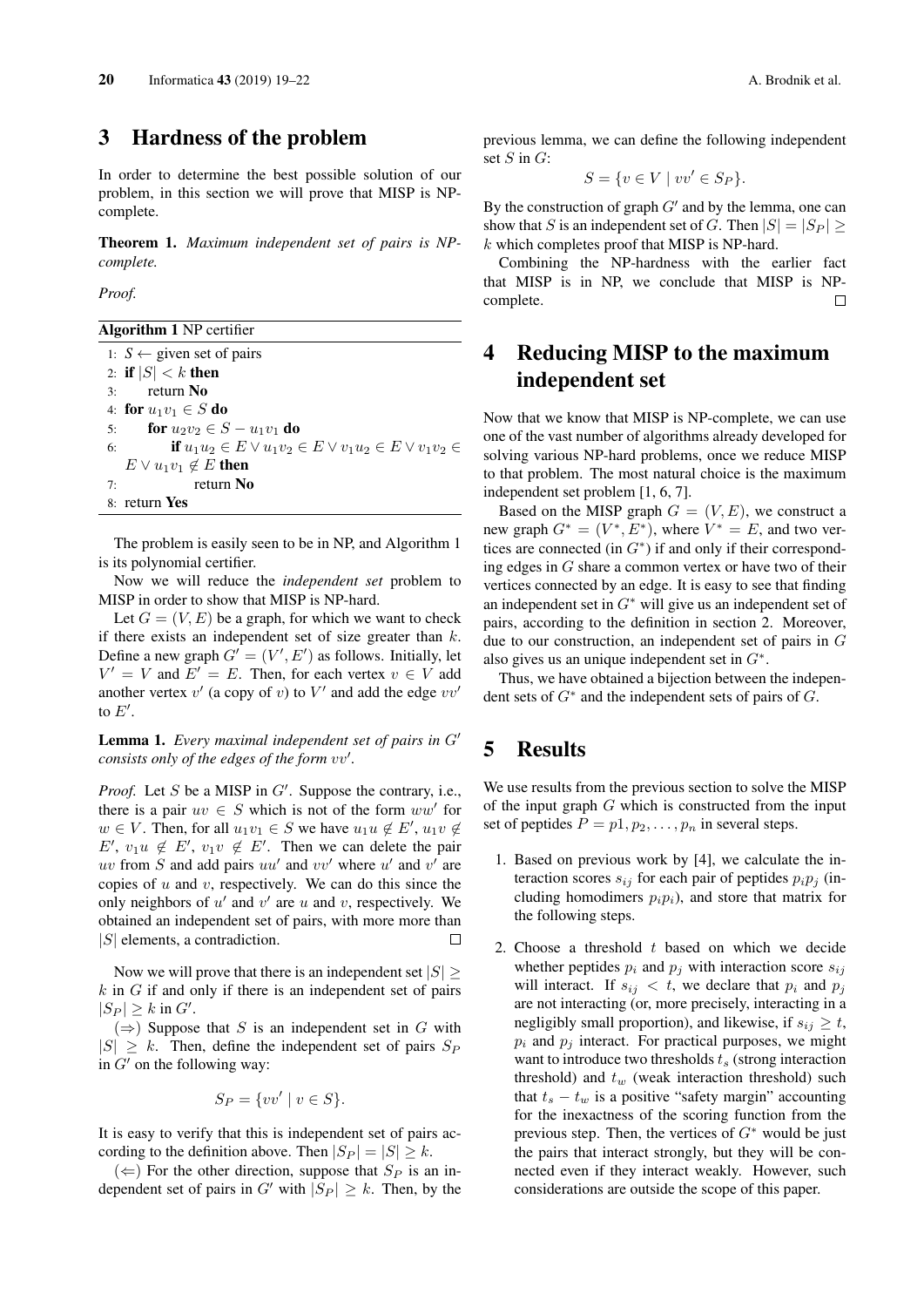## 3 Hardness of the problem

In order to determine the best possible solution of our problem, in this section we will prove that MISP is NP-complete.

**Theorem 1.** *Maximum independent set of pairs is NP-complete.*

*Proof.*

**Algorithm 1** NP certifier

```
1: S ← given set of pairs
2: if |S| < k then
3:     return No
4: for u1v1 ∈ S do
5:     for u2v2 ∈ S − u1v1 do
6:         if u1u2 ∈ E ∨ u1v2 ∈ E ∨ v1u2 ∈ E ∨ v1v2 ∈ E ∨ u1v1 ∉ E then
7:             return No
8: return Yes
```

The problem is easily seen to be in NP, and Algorithm 1 is its polynomial certifier.

Now we will reduce the *independent set* problem to MISP in order to show that MISP is NP-hard.

Let $G = (V, E)$ be a graph, for which we want to check if there exists an independent set of size greater than $k$. Define a new graph $G' = (V', E')$ as follows. Initially, let $V' = V$ and $E' = E$. Then, for each vertex $v \in V$ add another vertex $v'$ (a copy of $v$) to $V'$ and add the edge $vv'$ to $E'$.

**Lemma 1.** *Every maximal independent set of pairs in $G'$ consists only of the edges of the form $vv'$.*

*Proof.* Let $S$ be a MISP in $G'$. Suppose the contrary, i.e., there is a pair $uv \in S$ which is not of the form $ww'$ for $w \in V$. Then, for all $u_1v_1 \in S$ we have $u_1u \notin E'$, $u_1v \notin E'$, $v_1u \notin E'$, $v_1v \notin E'$. Then we can delete the pair $uv$ from $S$ and add pairs $uu'$ and $vv'$ where $u'$ and $v'$ are copies of $u$ and $v$, respectively. We can do this since the only neighbors of $u'$ and $v'$ are $u$ and $v$, respectively. We obtained an independent set of pairs, with more more than $|S|$ elements, a contradiction. □

Now we will prove that there is an independent set $|S| \geq k$ in $G$ if and only if there is an independent set of pairs $|S_P| \geq k$ in $G'$.

($\Rightarrow$) Suppose that $S$ is an independent set in $G$ with $|S| \geq k$. Then, define the independent set of pairs $S_P$ in $G'$ on the following way:

$$S_P = \{vv' \mid v \in S\}.$$

It is easy to verify that this is independent set of pairs according to the definition above. Then $|S_P| = |S| \geq k$.

($\Leftarrow$) For the other direction, suppose that $S_P$ is an independent set of pairs in $G'$ with $|S_P| \geq k$. Then, by the previous lemma, we can define the following independent set $S$ in $G$:

$$S = \{v \in V \mid vv' \in S_P\}.$$

By the construction of graph $G'$ and by the lemma, one can show that $S$ is an independent set of $G$. Then $|S| = |S_P| \geq k$ which completes proof that MISP is NP-hard.

Combining the NP-hardness with the earlier fact that MISP is in NP, we conclude that MISP is NP-complete. □

## 4 Reducing MISP to the maximum independent set

Now that we know that MISP is NP-complete, we can use one of the vast number of algorithms already developed for solving various NP-hard problems, once we reduce MISP to that problem. The most natural choice is the maximum independent set problem [1, 6, 7].

Based on the MISP graph $G = (V, E)$, we construct a new graph $G^* = (V^*, E^*)$, where $V^* = E$, and two vertices are connected (in $G^*$) if and only if their corresponding edges in $G$ share a common vertex or have two of their vertices connected by an edge. It is easy to see that finding an independent set in $G^*$ will give us an independent set of pairs, according to the definition in section 2. Moreover, due to our construction, an independent set of pairs in $G$ also gives us an unique independent set in $G^*$.

Thus, we have obtained a bijection between the independent sets of $G^*$ and the independent sets of pairs of $G$.

## 5 Results

We use results from the previous section to solve the MISP of the input graph $G$ which is constructed from the input set of peptides $P = p1, p_2, \ldots, p_n$ in several steps.

1. Based on previous work by [4], we calculate the interaction scores $s_{ij}$ for each pair of peptides $p_ip_j$ (including homodimers $p_ip_i$), and store that matrix for the following steps.
2. Choose a threshold $t$ based on which we decide whether peptides $p_i$ and $p_j$ with interaction score $s_{ij}$ will interact. If $s_{ij} < t$, we declare that $p_i$ and $p_j$ are not interacting (or, more precisely, interacting in a negligibly small proportion), and likewise, if $s_{ij} \geq t$, $p_i$ and $p_j$ interact. For practical purposes, we might want to introduce two thresholds $t_s$ (strong interaction threshold) and $t_w$ (weak interaction threshold) such that $t_s - t_w$ is a positive "safety margin" accounting for the inexactness of the scoring function from the previous step. Then, the vertices of $G^*$ would be just the pairs that interact strongly, but they will be connected even if they interact weakly. However, such considerations are outside the scope of this paper.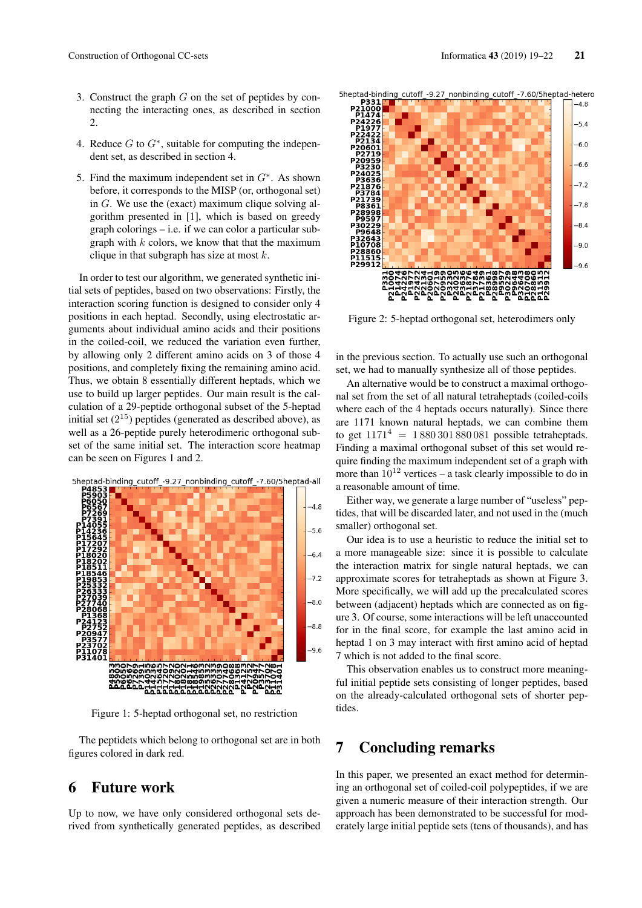3. Construct the graph $G$ on the set of peptides by connecting the interacting ones, as described in section 2.

4. Reduce $G$ to $G^*$, suitable for computing the independent set, as described in section 4.

5. Find the maximum independent set in $G^*$. As shown before, it corresponds to the MISP (or, orthogonal set) in $G$. We use the (exact) maximum clique solving algorithm presented in [1], which is based on greedy graph colorings – i.e. if we can color a particular subgraph with $k$ colors, we know that that the maximum clique in that subgraph has size at most $k$.

In order to test our algorithm, we generated synthetic initial sets of peptides, based on two observations: Firstly, the interaction scoring function is designed to consider only 4 positions in each heptad. Secondly, using electrostatic arguments about individual amino acids and their positions in the coiled-coil, we reduced the variation even further, by allowing only 2 different amino acids on 3 of those 4 positions, and completely fixing the remaining amino acid. Thus, we obtain 8 essentially different heptads, which we use to build up larger peptides. Our main result is the calculation of a 29-peptide orthogonal subset of the 5-heptad initial set ($2^{15}$) peptides (generated as described above), as well as a 26-peptide purely heterodimeric orthogonal subset of the same initial set. The interaction score heatmap can be seen on Figures 1 and 2.

Figure 1: 5-heptad orthogonal set, no restriction

The peptidets which belong to orthogonal set are in both figures colored in dark red.

## 6 Future work

Up to now, we have only considered orthogonal sets derived from synthetically generated peptides, as described in the previous section. To actually use such an orthogonal set, we had to manually synthesize all of those peptides.

Figure 2: 5-heptad orthogonal set, heterodimers only

An alternative would be to construct a maximal orthogonal set from the set of all natural tetraheptads (coiled-coils where each of the 4 heptads occurs naturally). Since there are 1171 known natural heptads, we can combine them to get $1171^4 = 1\,880\,301\,880\,081$ possible tetraheptads. Finding a maximal orthogonal subset of this set would require finding the maximum independent set of a graph with more than $10^{12}$ vertices – a task clearly impossible to do in a reasonable amount of time.

Either way, we generate a large number of "useless" peptides, that will be discarded later, and not used in the (much smaller) orthogonal set.

Our idea is to use a heuristic to reduce the initial set to a more manageable size: since it is possible to calculate the interaction matrix for single natural heptads, we can approximate scores for tetraheptads as shown at Figure 3. More specifically, we will add up the precalculated scores between (adjacent) heptads which are connected as on figure 3. Of course, some interactions will be left unaccounted for in the final score, for example the last amino acid in heptad 1 on 3 may interact with first amino acid of heptad 7 which is not added to the final score.

This observation enables us to construct more meaningful initial peptide sets consisting of longer peptides, based on the already-calculated orthogonal sets of shorter peptides.

## 7 Concluding remarks

In this paper, we presented an exact method for determining an orthogonal set of coiled-coil polypeptides, if we are given a numeric measure of their interaction strength. Our approach has been demonstrated to be successful for moderately large initial peptide sets (tens of thousands), and has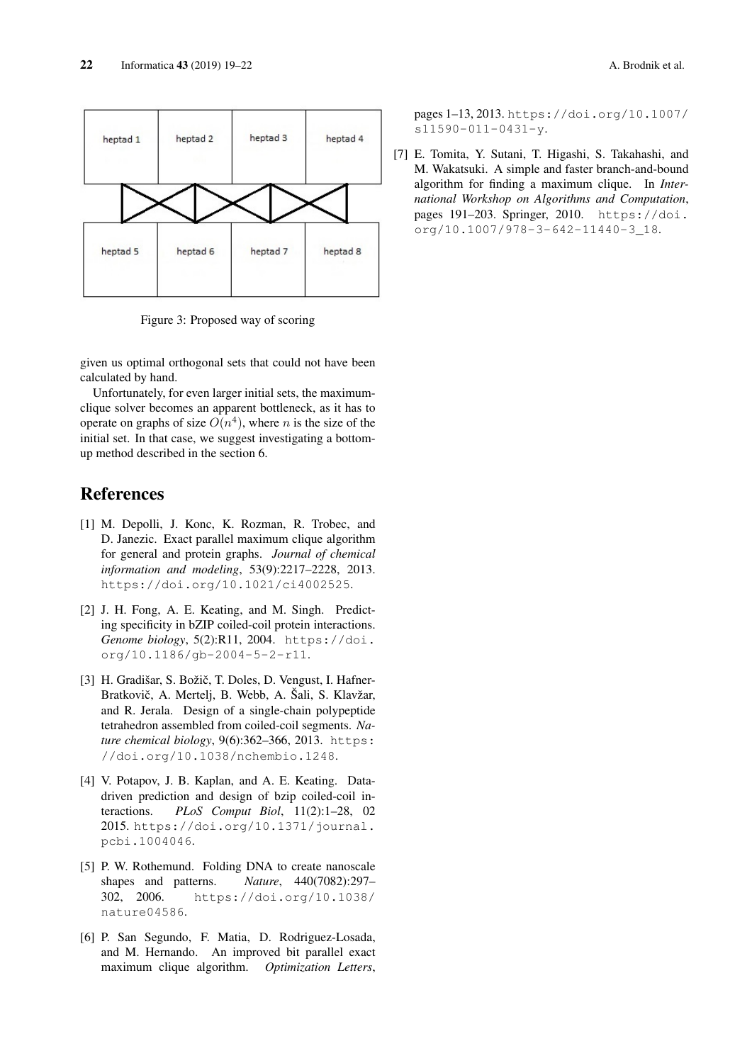heptad 1

heptad 2

heptad 3

heptad 4

heptad 5

heptad 6

heptad 7

heptad 8

Figure 3: Proposed way of scoring

given us optimal orthogonal sets that could not have been calculated by hand.

Unfortunately, for even larger initial sets, the maximum-clique solver becomes an apparent bottleneck, as it has to operate on graphs of size $O(n^4)$, where $n$ is the size of the initial set. In that case, we suggest investigating a bottom-up method described in the section 6.

# References

[1] M. Depolli, J. Konc, K. Rozman, R. Trobec, and D. Janezic. Exact parallel maximum clique algorithm for general and protein graphs. *Journal of chemical information and modeling*, 53(9):2217–2228, 2013. https://doi.org/10.1021/ci4002525.

[2] J. H. Fong, A. E. Keating, and M. Singh. Predicting specificity in bZIP coiled-coil protein interactions. *Genome biology*, 5(2):R11, 2004. https://doi.org/10.1186/gb-2004-5-2-r11.

[3] H. Gradišar, S. Božič, T. Doles, D. Vengust, I. Hafner-Bratkovič, A. Mertelj, B. Webb, A. Šali, S. Klavžar, and R. Jerala. Design of a single-chain polypeptide tetrahedron assembled from coiled-coil segments. *Nature chemical biology*, 9(6):362–366, 2013. https://doi.org/10.1038/nchembio.1248.

[4] V. Potapov, J. B. Kaplan, and A. E. Keating. Data-driven prediction and design of bzip coiled-coil interactions. *PLoS Comput Biol*, 11(2):1–28, 02 2015. https://doi.org/10.1371/journal.pcbi.1004046.

[5] P. W. Rothemund. Folding DNA to create nanoscale shapes and patterns. *Nature*, 440(7082):297–302, 2006. https://doi.org/10.1038/nature04586.

[6] P. San Segundo, F. Matia, D. Rodriguez-Losada, and M. Hernando. An improved bit parallel exact maximum clique algorithm. *Optimization Letters*, pages 1–13, 2013. https://doi.org/10.1007/s11590-011-0431-y.

[7] E. Tomita, Y. Sutani, T. Higashi, S. Takahashi, and M. Wakatsuki. A simple and faster branch-and-bound algorithm for finding a maximum clique. In *International Workshop on Algorithms and Computation*, pages 191–203. Springer, 2010. https://doi.org/10.1007/978-3-642-11440-3_18.